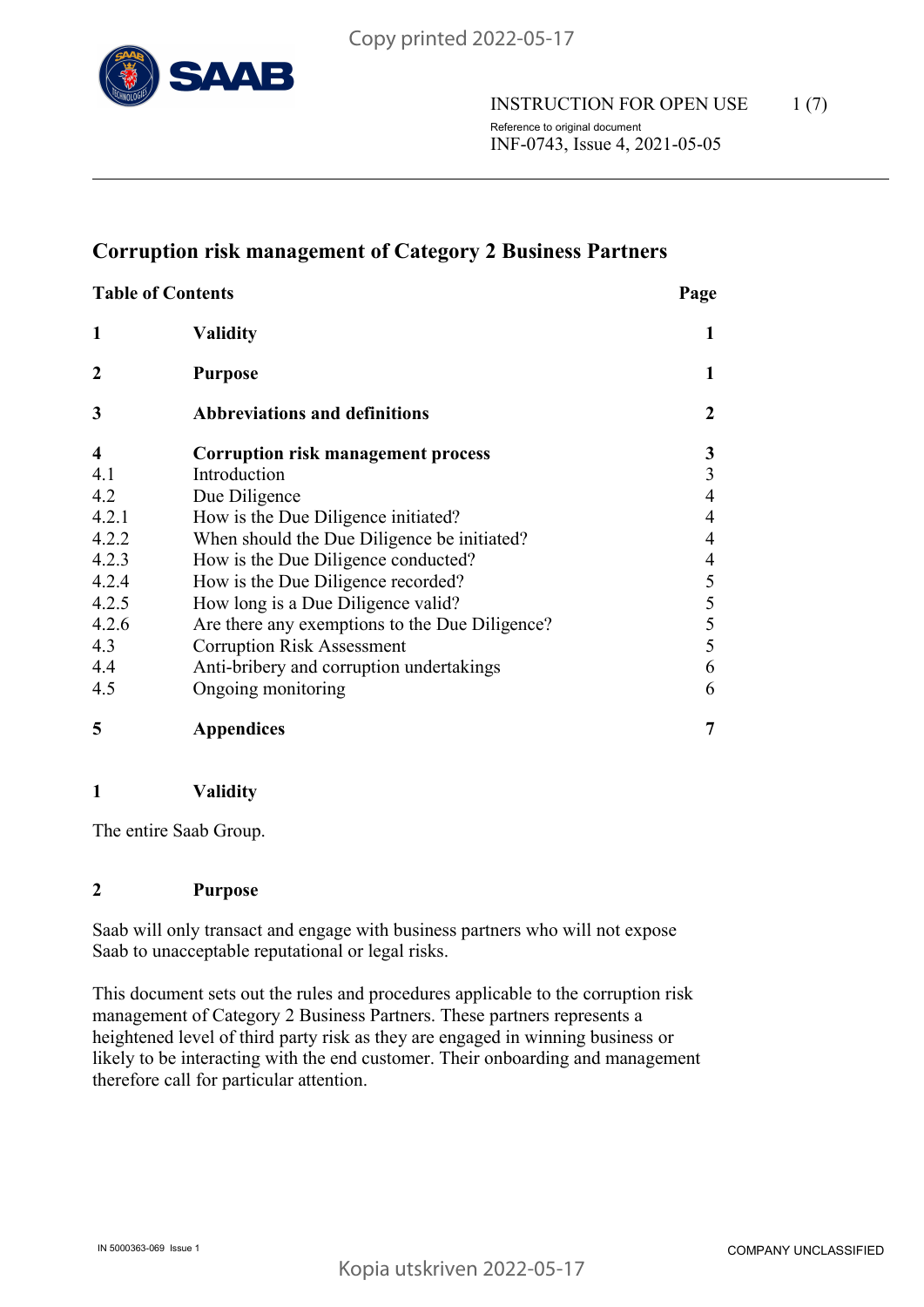# Corruption risk management of Category 2 Business Partners

| Table of Contents | | Page |
|---|---|---|
| **1** | **Validity** | **1** |
| **2** | **Purpose** | **1** |
| **3** | **Abbreviations and definitions** | **2** |
| **4** | **Corruption risk management process** | **3** |
| 4.1 | Introduction | 3 |
| 4.2 | Due Diligence | 4 |
| 4.2.1 | How is the Due Diligence initiated? | 4 |
| 4.2.2 | When should the Due Diligence be initiated? | 4 |
| 4.2.3 | How is the Due Diligence conducted? | 4 |
| 4.2.4 | How is the Due Diligence recorded? | 5 |
| 4.2.5 | How long is a Due Diligence valid? | 5 |
| 4.2.6 | Are there any exemptions to the Due Diligence? | 5 |
| 4.3 | Corruption Risk Assessment | 5 |
| 4.4 | Anti-bribery and corruption undertakings | 6 |
| 4.5 | Ongoing monitoring | 6 |
| **5** | **Appendices** | **7** |

## 1 Validity

The entire Saab Group.

## 2 Purpose

Saab will only transact and engage with business partners who will not expose Saab to unacceptable reputational or legal risks.

This document sets out the rules and procedures applicable to the corruption risk management of Category 2 Business Partners. These partners represents a heightened level of third party risk as they are engaged in winning business or likely to be interacting with the end customer. Their onboarding and management therefore call for particular attention.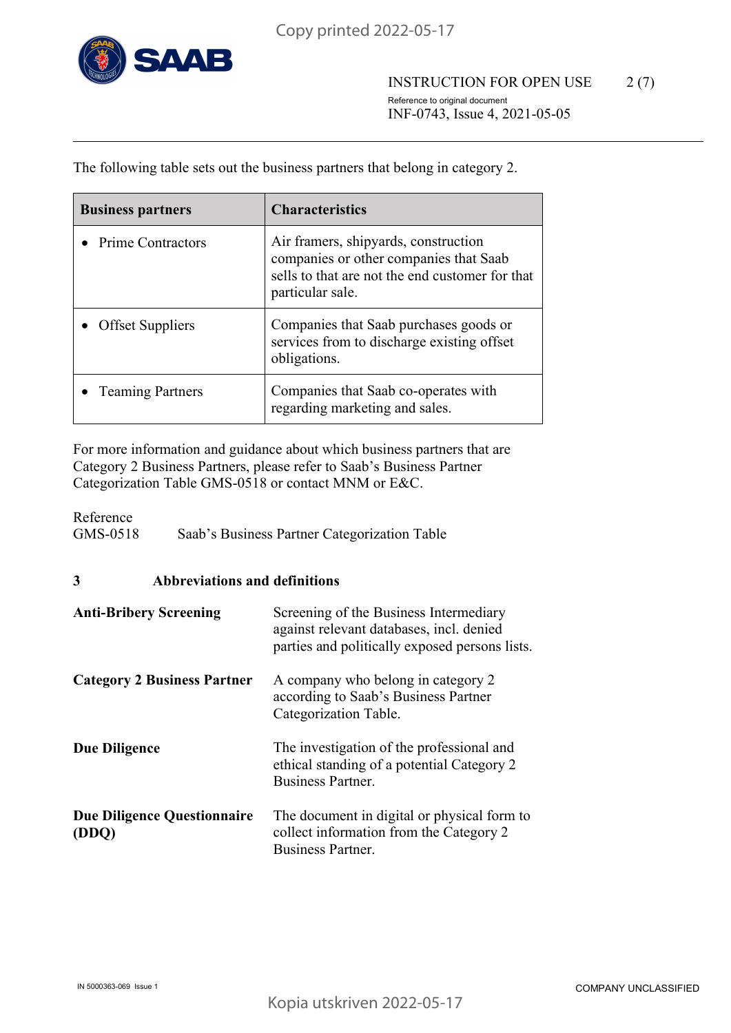The following table sets out the business partners that belong in category 2.

| Business partners | Characteristics |
|---|---|
| • Prime Contractors | Air framers, shipyards, construction companies or other companies that Saab sells to that are not the end customer for that particular sale. |
| • Offset Suppliers | Companies that Saab purchases goods or services from to discharge existing offset obligations. |
| • Teaming Partners | Companies that Saab co-operates with regarding marketing and sales. |

For more information and guidance about which business partners that are Category 2 Business Partners, please refer to Saab's Business Partner Categorization Table GMS-0518 or contact MNM or E&C.

Reference
GMS-0518 Saab's Business Partner Categorization Table

## 3 Abbreviations and definitions

**Anti-Bribery Screening** — Screening of the Business Intermediary against relevant databases, incl. denied parties and politically exposed persons lists.

**Category 2 Business Partner** — A company who belong in category 2 according to Saab's Business Partner Categorization Table.

**Due Diligence** — The investigation of the professional and ethical standing of a potential Category 2 Business Partner.

**Due Diligence Questionnaire (DDQ)** — The document in digital or physical form to collect information from the Category 2 Business Partner.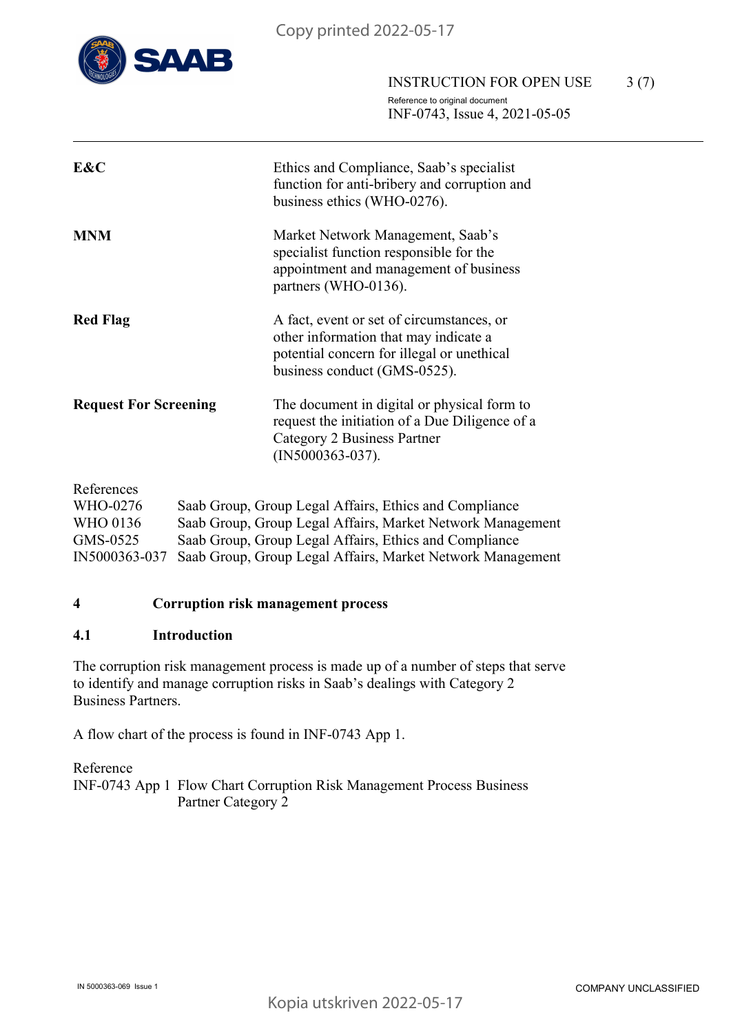| | |
|---|---|
| **E&C** | Ethics and Compliance, Saab's specialist function for anti-bribery and corruption and business ethics (WHO-0276). |
| **MNM** | Market Network Management, Saab's specialist function responsible for the appointment and management of business partners (WHO-0136). |
| **Red Flag** | A fact, event or set of circumstances, or other information that may indicate a potential concern for illegal or unethical business conduct (GMS-0525). |
| **Request For Screening** | The document in digital or physical form to request the initiation of a Due Diligence of a Category 2 Business Partner (IN5000363-037). |

References

| | |
|---|---|
| WHO-0276 | Saab Group, Group Legal Affairs, Ethics and Compliance |
| WHO 0136 | Saab Group, Group Legal Affairs, Market Network Management |
| GMS-0525 | Saab Group, Group Legal Affairs, Ethics and Compliance |
| IN5000363-037 | Saab Group, Group Legal Affairs, Market Network Management |

## 4 Corruption risk management process

### 4.1 Introduction

The corruption risk management process is made up of a number of steps that serve to identify and manage corruption risks in Saab's dealings with Category 2 Business Partners.

A flow chart of the process is found in INF-0743 App 1.

Reference

| | |
|---|---|
| INF-0743 App 1 | Flow Chart Corruption Risk Management Process Business Partner Category 2 |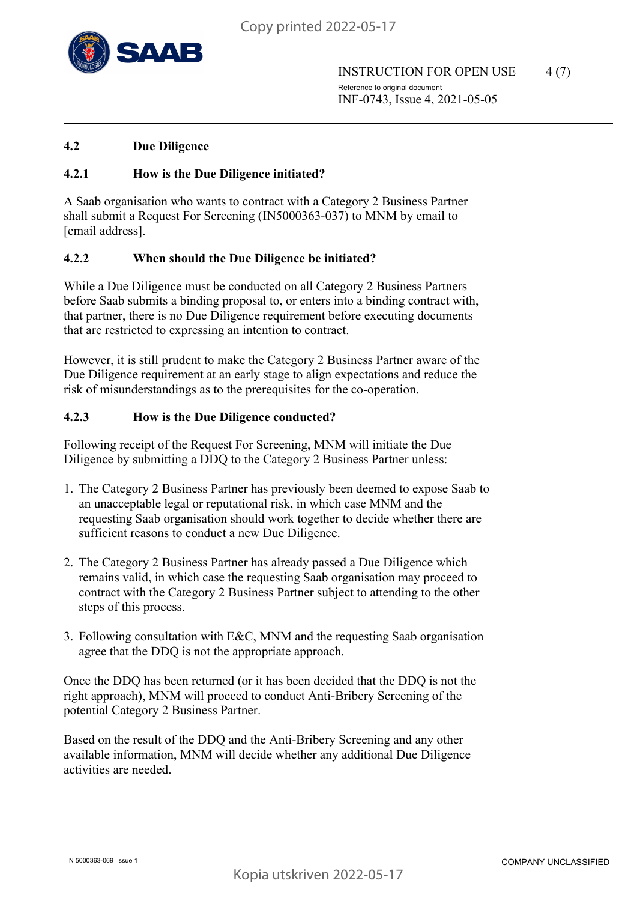## 4.2 Due Diligence

### 4.2.1 How is the Due Diligence initiated?

A Saab organisation who wants to contract with a Category 2 Business Partner shall submit a Request For Screening (IN5000363-037) to MNM by email to [email address].

### 4.2.2 When should the Due Diligence be initiated?

While a Due Diligence must be conducted on all Category 2 Business Partners before Saab submits a binding proposal to, or enters into a binding contract with, that partner, there is no Due Diligence requirement before executing documents that are restricted to expressing an intention to contract.

However, it is still prudent to make the Category 2 Business Partner aware of the Due Diligence requirement at an early stage to align expectations and reduce the risk of misunderstandings as to the prerequisites for the co-operation.

### 4.2.3 How is the Due Diligence conducted?

Following receipt of the Request For Screening, MNM will initiate the Due Diligence by submitting a DDQ to the Category 2 Business Partner unless:

1. The Category 2 Business Partner has previously been deemed to expose Saab to an unacceptable legal or reputational risk, in which case MNM and the requesting Saab organisation should work together to decide whether there are sufficient reasons to conduct a new Due Diligence.

2. The Category 2 Business Partner has already passed a Due Diligence which remains valid, in which case the requesting Saab organisation may proceed to contract with the Category 2 Business Partner subject to attending to the other steps of this process.

3. Following consultation with E&C, MNM and the requesting Saab organisation agree that the DDQ is not the appropriate approach.

Once the DDQ has been returned (or it has been decided that the DDQ is not the right approach), MNM will proceed to conduct Anti-Bribery Screening of the potential Category 2 Business Partner.

Based on the result of the DDQ and the Anti-Bribery Screening and any other available information, MNM will decide whether any additional Due Diligence activities are needed.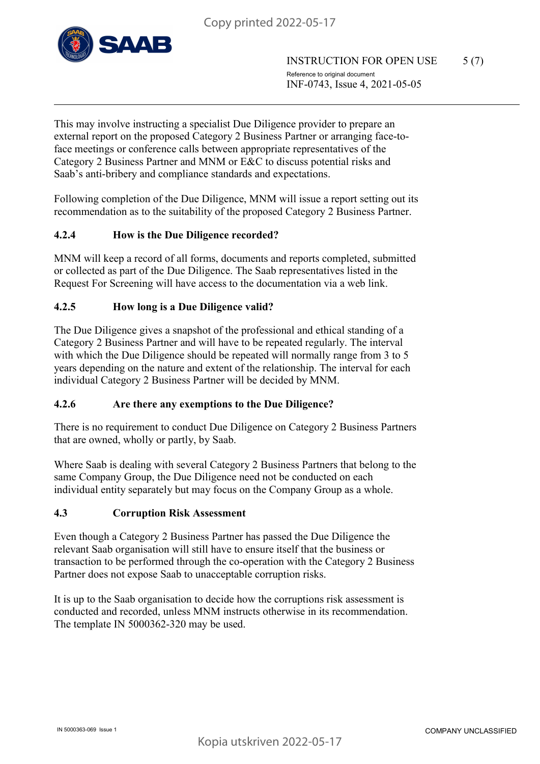This may involve instructing a specialist Due Diligence provider to prepare an external report on the proposed Category 2 Business Partner or arranging face-to-face meetings or conference calls between appropriate representatives of the Category 2 Business Partner and MNM or E&C to discuss potential risks and Saab's anti-bribery and compliance standards and expectations.

Following completion of the Due Diligence, MNM will issue a report setting out its recommendation as to the suitability of the proposed Category 2 Business Partner.

### 4.2.4 How is the Due Diligence recorded?

MNM will keep a record of all forms, documents and reports completed, submitted or collected as part of the Due Diligence. The Saab representatives listed in the Request For Screening will have access to the documentation via a web link.

### 4.2.5 How long is a Due Diligence valid?

The Due Diligence gives a snapshot of the professional and ethical standing of a Category 2 Business Partner and will have to be repeated regularly. The interval with which the Due Diligence should be repeated will normally range from 3 to 5 years depending on the nature and extent of the relationship. The interval for each individual Category 2 Business Partner will be decided by MNM.

### 4.2.6 Are there any exemptions to the Due Diligence?

There is no requirement to conduct Due Diligence on Category 2 Business Partners that are owned, wholly or partly, by Saab.

Where Saab is dealing with several Category 2 Business Partners that belong to the same Company Group, the Due Diligence need not be conducted on each individual entity separately but may focus on the Company Group as a whole.

## 4.3 Corruption Risk Assessment

Even though a Category 2 Business Partner has passed the Due Diligence the relevant Saab organisation will still have to ensure itself that the business or transaction to be performed through the co-operation with the Category 2 Business Partner does not expose Saab to unacceptable corruption risks.

It is up to the Saab organisation to decide how the corruptions risk assessment is conducted and recorded, unless MNM instructs otherwise in its recommendation. The template IN 5000362-320 may be used.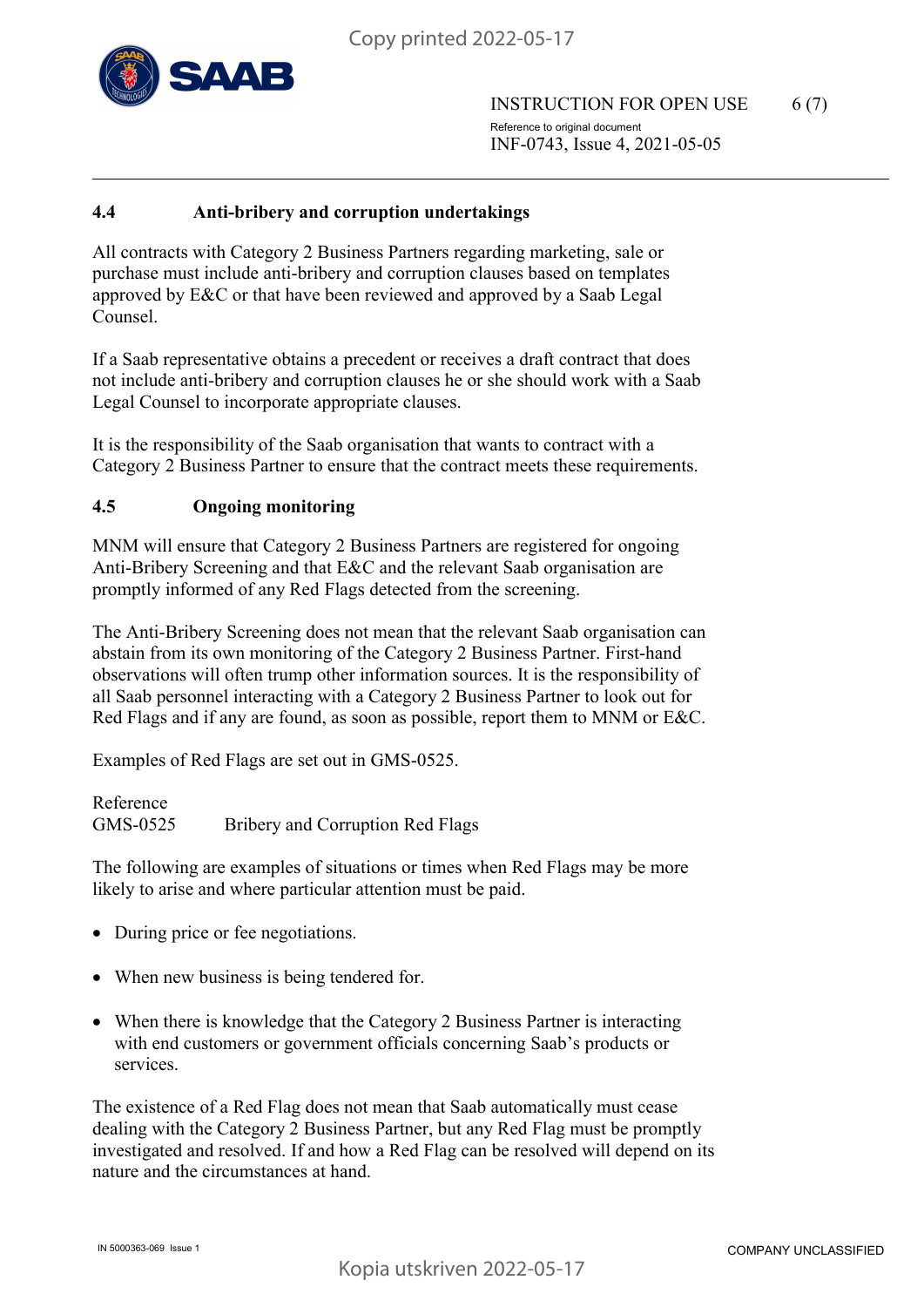### 4.4 Anti-bribery and corruption undertakings

All contracts with Category 2 Business Partners regarding marketing, sale or purchase must include anti-bribery and corruption clauses based on templates approved by E&C or that have been reviewed and approved by a Saab Legal Counsel.

If a Saab representative obtains a precedent or receives a draft contract that does not include anti-bribery and corruption clauses he or she should work with a Saab Legal Counsel to incorporate appropriate clauses.

It is the responsibility of the Saab organisation that wants to contract with a Category 2 Business Partner to ensure that the contract meets these requirements.

### 4.5 Ongoing monitoring

MNM will ensure that Category 2 Business Partners are registered for ongoing Anti-Bribery Screening and that E&C and the relevant Saab organisation are promptly informed of any Red Flags detected from the screening.

The Anti-Bribery Screening does not mean that the relevant Saab organisation can abstain from its own monitoring of the Category 2 Business Partner. First-hand observations will often trump other information sources. It is the responsibility of all Saab personnel interacting with a Category 2 Business Partner to look out for Red Flags and if any are found, as soon as possible, report them to MNM or E&C.

Examples of Red Flags are set out in GMS-0525.

Reference
GMS-0525 Bribery and Corruption Red Flags

The following are examples of situations or times when Red Flags may be more likely to arise and where particular attention must be paid.

- During price or fee negotiations.
- When new business is being tendered for.
- When there is knowledge that the Category 2 Business Partner is interacting with end customers or government officials concerning Saab's products or services.

The existence of a Red Flag does not mean that Saab automatically must cease dealing with the Category 2 Business Partner, but any Red Flag must be promptly investigated and resolved. If and how a Red Flag can be resolved will depend on its nature and the circumstances at hand.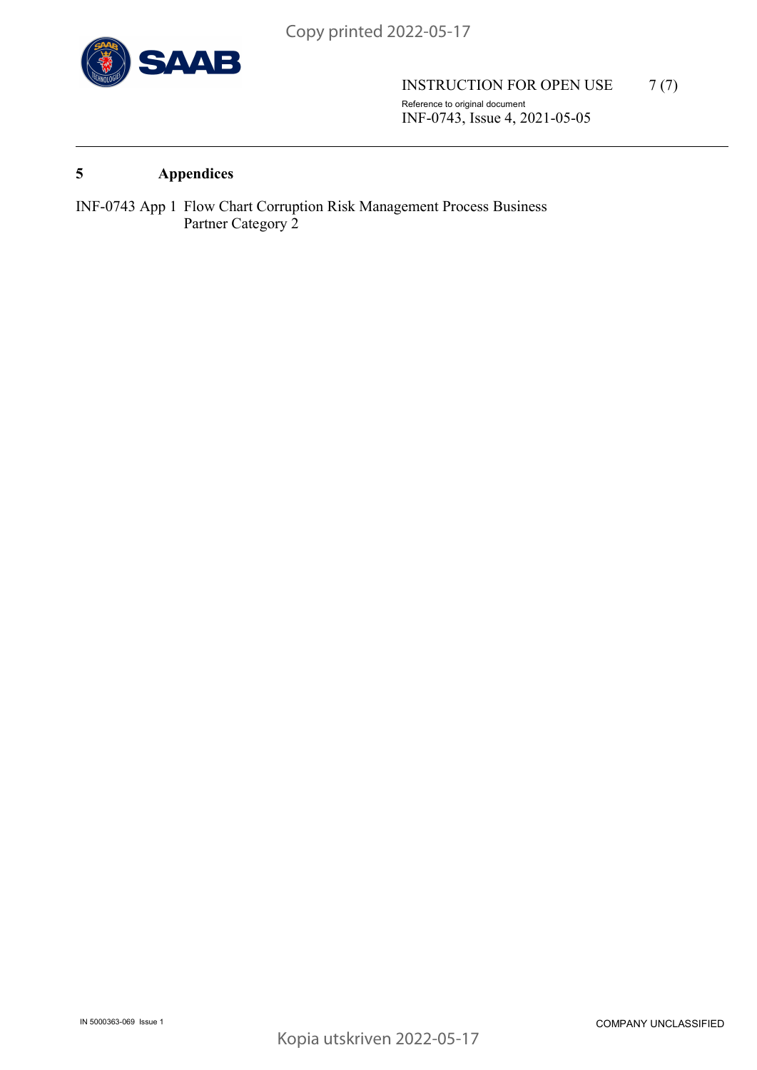## 5 Appendices

INF-0743 App 1 Flow Chart Corruption Risk Management Process Business Partner Category 2